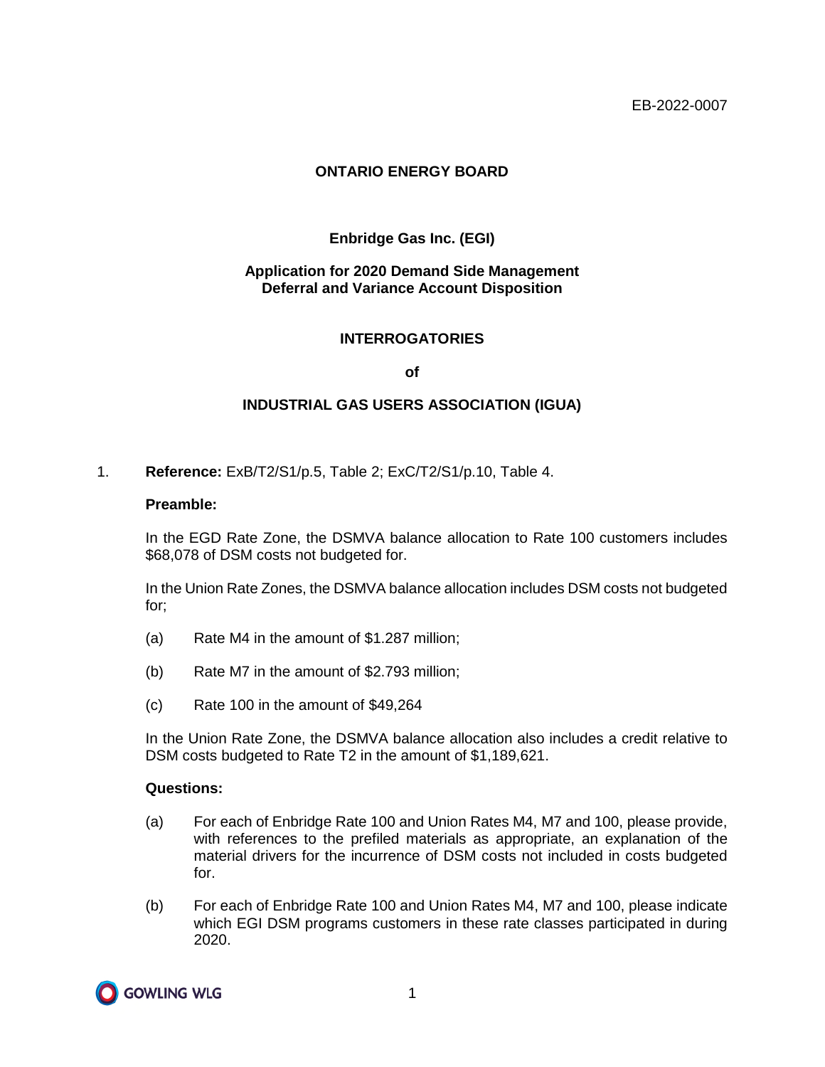EB-2022-0007

**ONTARIO ENERGY BOARD**

**Enbridge Gas Inc. (EGI)**

**Application for 2020 Demand Side Management Deferral and Variance Account Disposition**

**INTERROGATORIES**

**of**

**INDUSTRIAL GAS USERS ASSOCIATION (IGUA)**

1. **Reference:** ExB/T2/S1/p.5, Table 2; ExC/T2/S1/p.10, Table 4.

   **Preamble:**

   In the EGD Rate Zone, the DSMVA balance allocation to Rate 100 customers includes $68,078 of DSM costs not budgeted for.

   In the Union Rate Zones, the DSMVA balance allocation includes DSM costs not budgeted for;

   (a) Rate M4 in the amount of $1.287 million;

   (b) Rate M7 in the amount of $2.793 million;

   (c) Rate 100 in the amount of $49,264

   In the Union Rate Zone, the DSMVA balance allocation also includes a credit relative to DSM costs budgeted to Rate T2 in the amount of $1,189,621.

   **Questions:**

   (a) For each of Enbridge Rate 100 and Union Rates M4, M7 and 100, please provide, with references to the prefiled materials as appropriate, an explanation of the material drivers for the incurrence of DSM costs not included in costs budgeted for.

   (b) For each of Enbridge Rate 100 and Union Rates M4, M7 and 100, please indicate which EGI DSM programs customers in these rate classes participated in during 2020.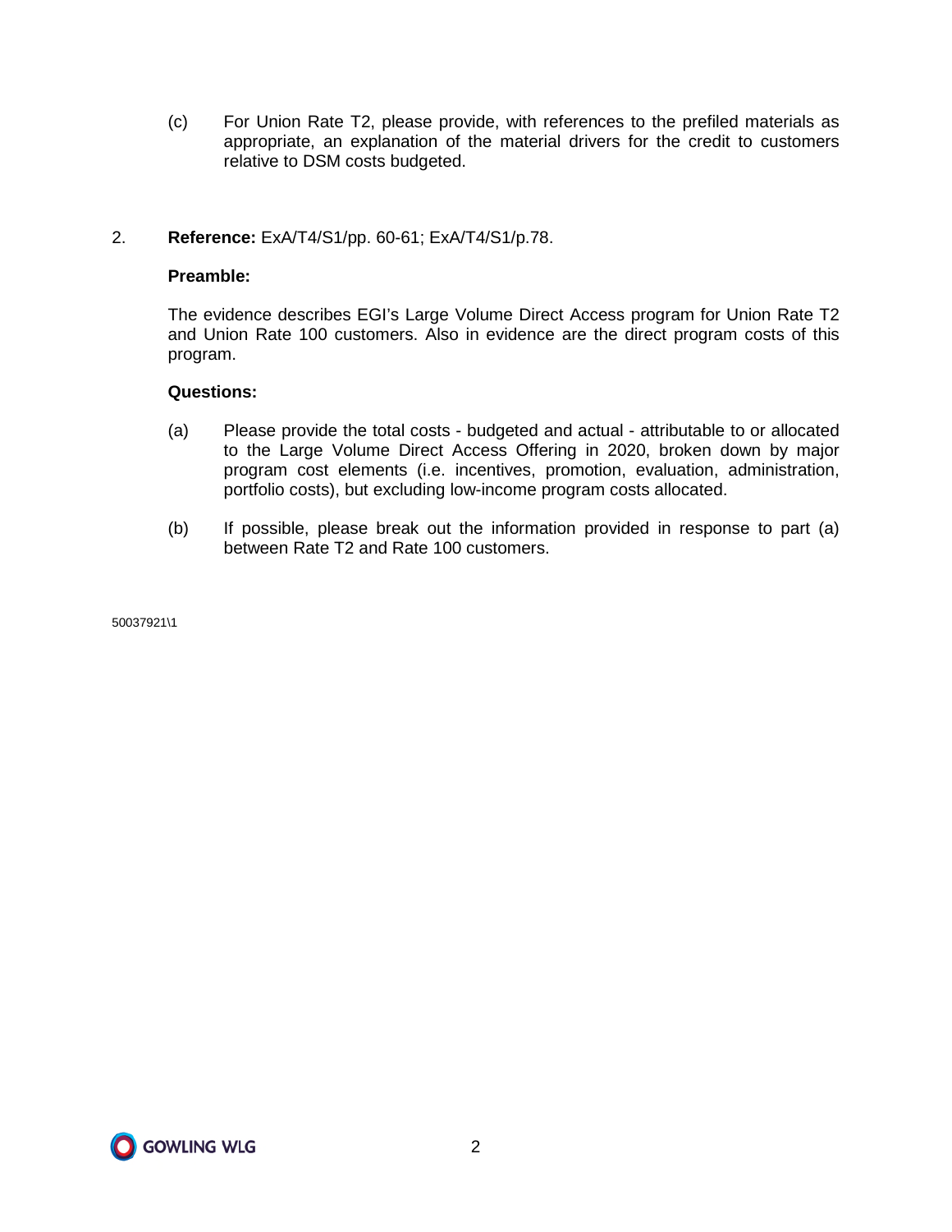(c) For Union Rate T2, please provide, with references to the prefiled materials as appropriate, an explanation of the material drivers for the credit to customers relative to DSM costs budgeted.

2. **Reference:** ExA/T4/S1/pp. 60-61; ExA/T4/S1/p.78.

**Preamble:**

The evidence describes EGI's Large Volume Direct Access program for Union Rate T2 and Union Rate 100 customers. Also in evidence are the direct program costs of this program.

**Questions:**

(a) Please provide the total costs - budgeted and actual - attributable to or allocated to the Large Volume Direct Access Offering in 2020, broken down by major program cost elements (i.e. incentives, promotion, evaluation, administration, portfolio costs), but excluding low-income program costs allocated.

(b) If possible, please break out the information provided in response to part (a) between Rate T2 and Rate 100 customers.

50037921\1